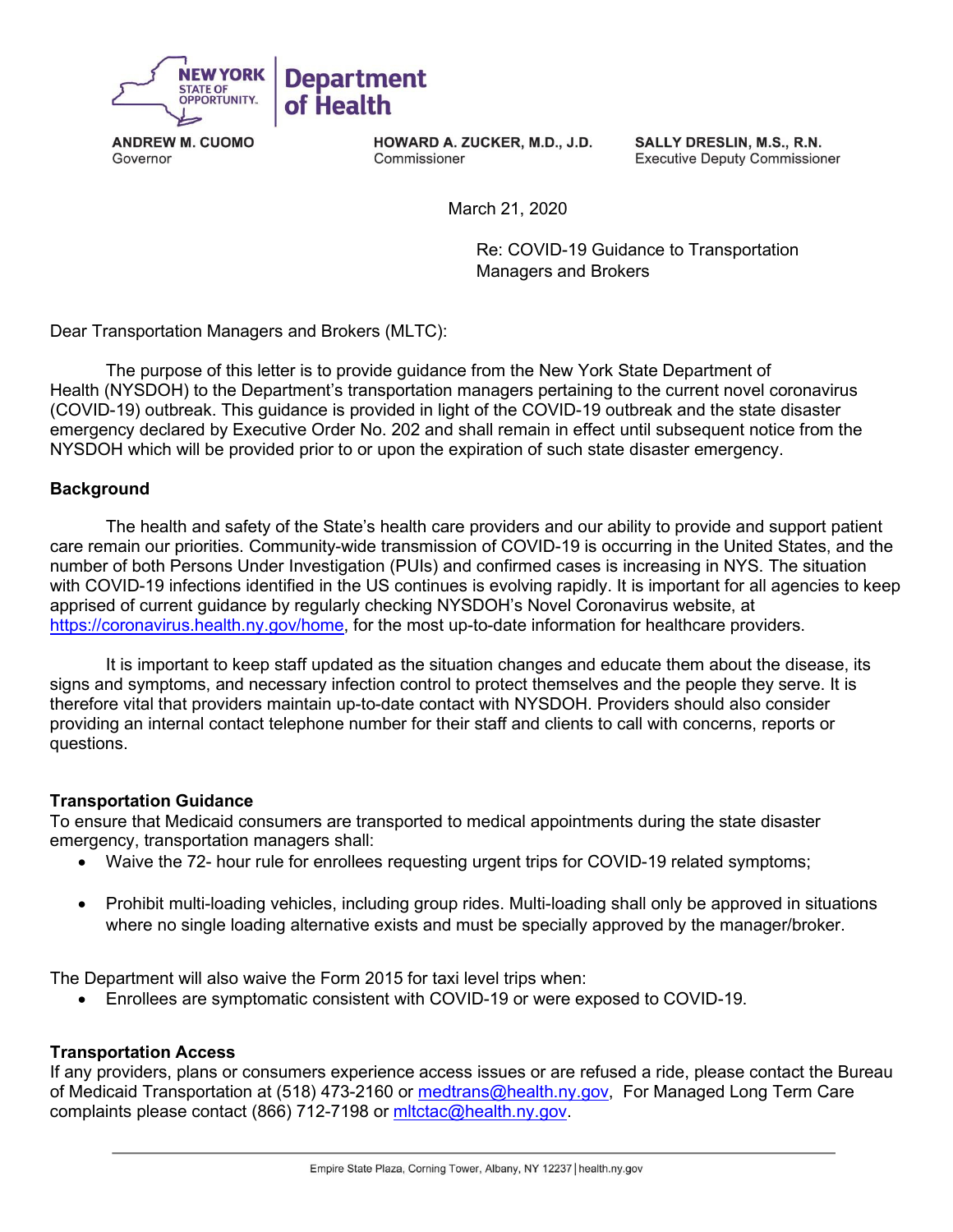NEW YORK STATE OF OPPORTUNITY. | Department of Health

**ANDREW M. CUOMO**
Governor

**HOWARD A. ZUCKER, M.D., J.D.**
Commissioner

**SALLY DRESLIN, M.S., R.N.**
Executive Deputy Commissioner

March 21, 2020

Re: COVID-19 Guidance to Transportation Managers and Brokers

Dear Transportation Managers and Brokers (MLTC):

The purpose of this letter is to provide guidance from the New York State Department of Health (NYSDOH) to the Department's transportation managers pertaining to the current novel coronavirus (COVID-19) outbreak. This guidance is provided in light of the COVID-19 outbreak and the state disaster emergency declared by Executive Order No. 202 and shall remain in effect until subsequent notice from the NYSDOH which will be provided prior to or upon the expiration of such state disaster emergency.

**Background**

The health and safety of the State's health care providers and our ability to provide and support patient care remain our priorities. Community-wide transmission of COVID-19 is occurring in the United States, and the number of both Persons Under Investigation (PUIs) and confirmed cases is increasing in NYS. The situation with COVID-19 infections identified in the US continues is evolving rapidly. It is important for all agencies to keep apprised of current guidance by regularly checking NYSDOH's Novel Coronavirus website, at https://coronavirus.health.ny.gov/home, for the most up-to-date information for healthcare providers.

It is important to keep staff updated as the situation changes and educate them about the disease, its signs and symptoms, and necessary infection control to protect themselves and the people they serve. It is therefore vital that providers maintain up-to-date contact with NYSDOH. Providers should also consider providing an internal contact telephone number for their staff and clients to call with concerns, reports or questions.

**Transportation Guidance**

To ensure that Medicaid consumers are transported to medical appointments during the state disaster emergency, transportation managers shall:

- Waive the 72- hour rule for enrollees requesting urgent trips for COVID-19 related symptoms;
- Prohibit multi-loading vehicles, including group rides. Multi-loading shall only be approved in situations where no single loading alternative exists and must be specially approved by the manager/broker.

The Department will also waive the Form 2015 for taxi level trips when:

- Enrollees are symptomatic consistent with COVID-19 or were exposed to COVID-19.

**Transportation Access**

If any providers, plans or consumers experience access issues or are refused a ride, please contact the Bureau of Medicaid Transportation at (518) 473-2160 or medtrans@health.ny.gov, For Managed Long Term Care complaints please contact (866) 712-7198 or mltctac@health.ny.gov.

Empire State Plaza, Corning Tower, Albany, NY 12237 | health.ny.gov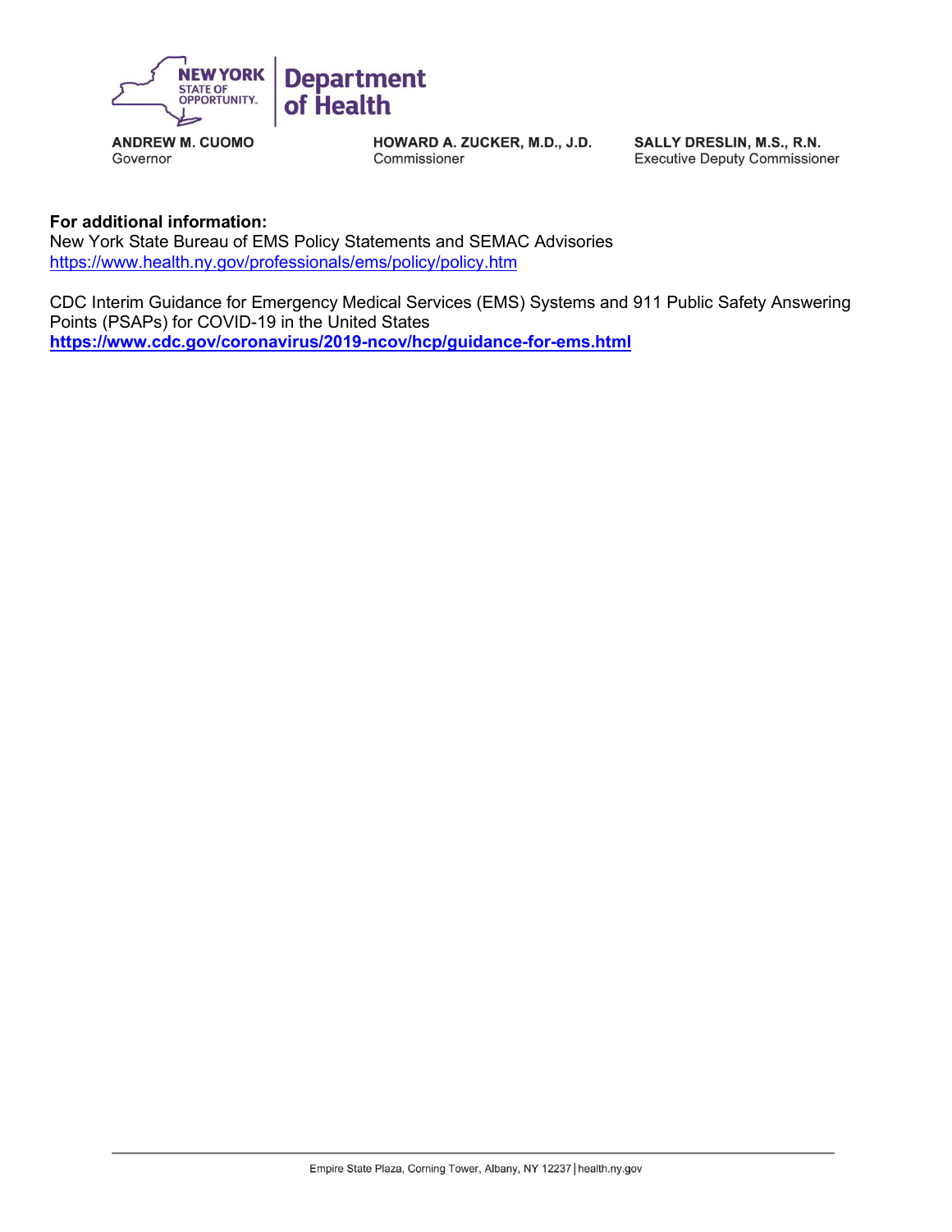**For additional information:**
New York State Bureau of EMS Policy Statements and SEMAC Advisories
https://www.health.ny.gov/professionals/ems/policy/policy.htm

CDC Interim Guidance for Emergency Medical Services (EMS) Systems and 911 Public Safety Answering Points (PSAPs) for COVID-19 in the United States
**https://www.cdc.gov/coronavirus/2019-ncov/hcp/guidance-for-ems.html**